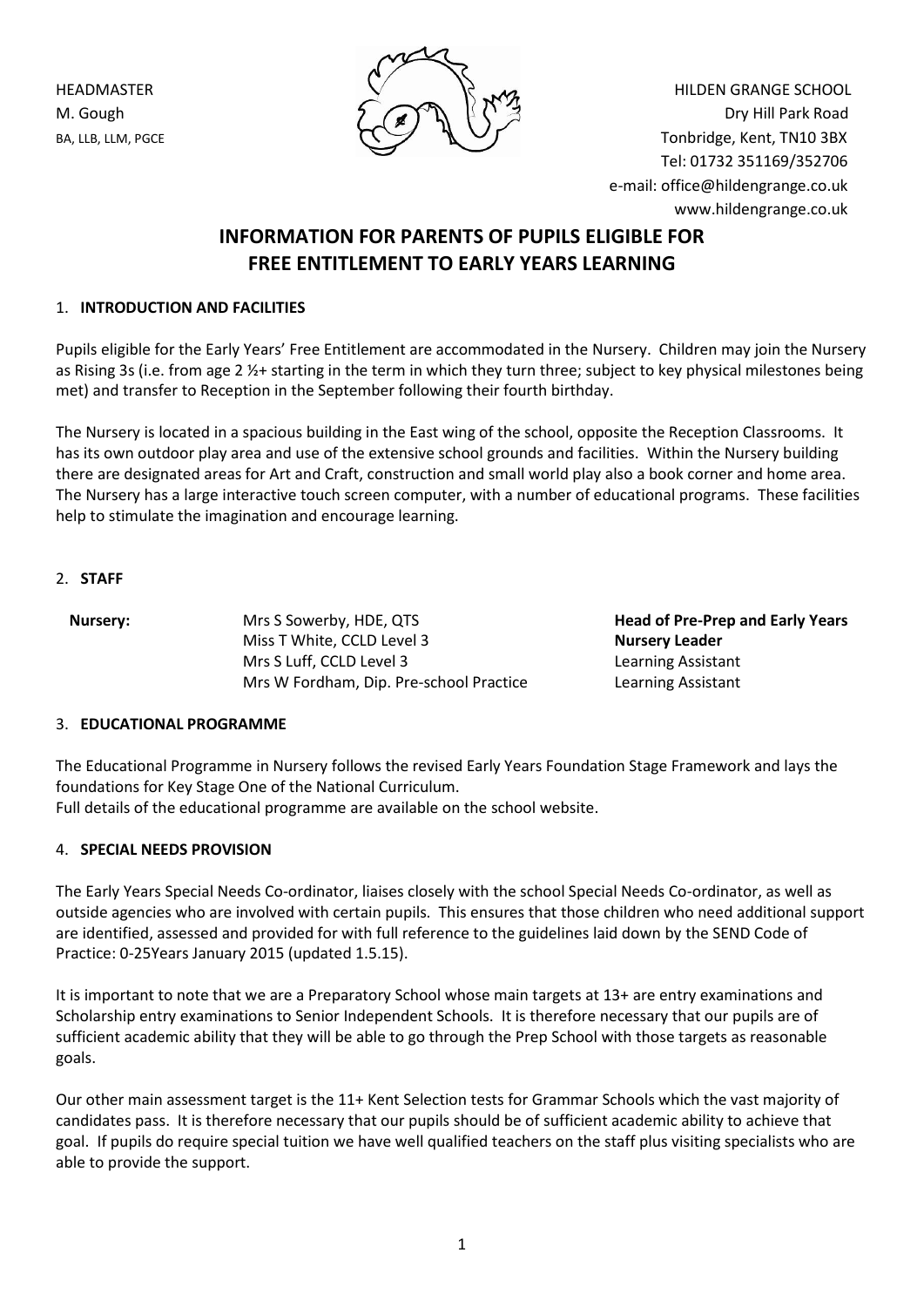HEADMASTER
M. Gough
BA, LLB, LLM, PGCE

HILDEN GRANGE SCHOOL
Dry Hill Park Road
Tonbridge, Kent, TN10 3BX
Tel: 01732 351169/352706
e-mail: office@hildengrange.co.uk
www.hildengrange.co.uk

# INFORMATION FOR PARENTS OF PUPILS ELIGIBLE FOR FREE ENTITLEMENT TO EARLY YEARS LEARNING

## 1. INTRODUCTION AND FACILITIES

Pupils eligible for the Early Years' Free Entitlement are accommodated in the Nursery. Children may join the Nursery as Rising 3s (i.e. from age 2 ½+ starting in the term in which they turn three; subject to key physical milestones being met) and transfer to Reception in the September following their fourth birthday.

The Nursery is located in a spacious building in the East wing of the school, opposite the Reception Classrooms. It has its own outdoor play area and use of the extensive school grounds and facilities. Within the Nursery building there are designated areas for Art and Craft, construction and small world play also a book corner and home area. The Nursery has a large interactive touch screen computer, with a number of educational programs. These facilities help to stimulate the imagination and encourage learning.

## 2. STAFF

| | | |
|---|---|---|
| **Nursery:** | Mrs S Sowerby, HDE, QTS | **Head of Pre-Prep and Early Years** |
| | Miss T White, CCLD Level 3 | **Nursery Leader** |
| | Mrs S Luff, CCLD Level 3 | Learning Assistant |
| | Mrs W Fordham, Dip. Pre-school Practice | Learning Assistant |

## 3. EDUCATIONAL PROGRAMME

The Educational Programme in Nursery follows the revised Early Years Foundation Stage Framework and lays the foundations for Key Stage One of the National Curriculum.
Full details of the educational programme are available on the school website.

## 4. SPECIAL NEEDS PROVISION

The Early Years Special Needs Co-ordinator, liaises closely with the school Special Needs Co-ordinator, as well as outside agencies who are involved with certain pupils. This ensures that those children who need additional support are identified, assessed and provided for with full reference to the guidelines laid down by the SEND Code of Practice: 0-25Years January 2015 (updated 1.5.15).

It is important to note that we are a Preparatory School whose main targets at 13+ are entry examinations and Scholarship entry examinations to Senior Independent Schools. It is therefore necessary that our pupils are of sufficient academic ability that they will be able to go through the Prep School with those targets as reasonable goals.

Our other main assessment target is the 11+ Kent Selection tests for Grammar Schools which the vast majority of candidates pass. It is therefore necessary that our pupils should be of sufficient academic ability to achieve that goal. If pupils do require special tuition we have well qualified teachers on the staff plus visiting specialists who are able to provide the support.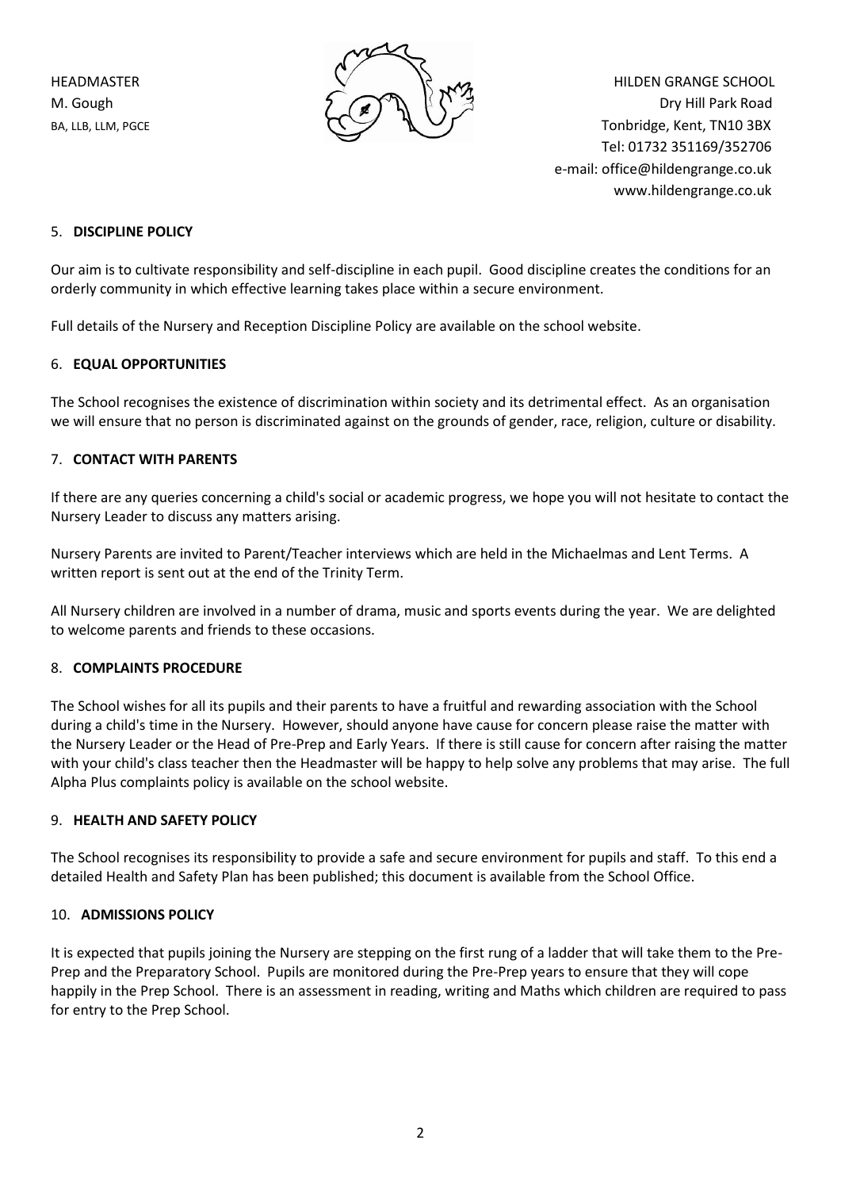HEADMASTER
M. Gough
BA, LLB, LLM, PGCE

HILDEN GRANGE SCHOOL
Dry Hill Park Road
Tonbridge, Kent, TN10 3BX
Tel: 01732 351169/352706
e-mail: office@hildengrange.co.uk
www.hildengrange.co.uk

5. **DISCIPLINE POLICY**

Our aim is to cultivate responsibility and self-discipline in each pupil. Good discipline creates the conditions for an orderly community in which effective learning takes place within a secure environment.

Full details of the Nursery and Reception Discipline Policy are available on the school website.

6. **EQUAL OPPORTUNITIES**

The School recognises the existence of discrimination within society and its detrimental effect. As an organisation we will ensure that no person is discriminated against on the grounds of gender, race, religion, culture or disability.

7. **CONTACT WITH PARENTS**

If there are any queries concerning a child's social or academic progress, we hope you will not hesitate to contact the Nursery Leader to discuss any matters arising.

Nursery Parents are invited to Parent/Teacher interviews which are held in the Michaelmas and Lent Terms. A written report is sent out at the end of the Trinity Term.

All Nursery children are involved in a number of drama, music and sports events during the year. We are delighted to welcome parents and friends to these occasions.

8. **COMPLAINTS PROCEDURE**

The School wishes for all its pupils and their parents to have a fruitful and rewarding association with the School during a child's time in the Nursery. However, should anyone have cause for concern please raise the matter with the Nursery Leader or the Head of Pre-Prep and Early Years. If there is still cause for concern after raising the matter with your child's class teacher then the Headmaster will be happy to help solve any problems that may arise. The full Alpha Plus complaints policy is available on the school website.

9. **HEALTH AND SAFETY POLICY**

The School recognises its responsibility to provide a safe and secure environment for pupils and staff. To this end a detailed Health and Safety Plan has been published; this document is available from the School Office.

10. **ADMISSIONS POLICY**

It is expected that pupils joining the Nursery are stepping on the first rung of a ladder that will take them to the Pre-Prep and the Preparatory School. Pupils are monitored during the Pre-Prep years to ensure that they will cope happily in the Prep School. There is an assessment in reading, writing and Maths which children are required to pass for entry to the Prep School.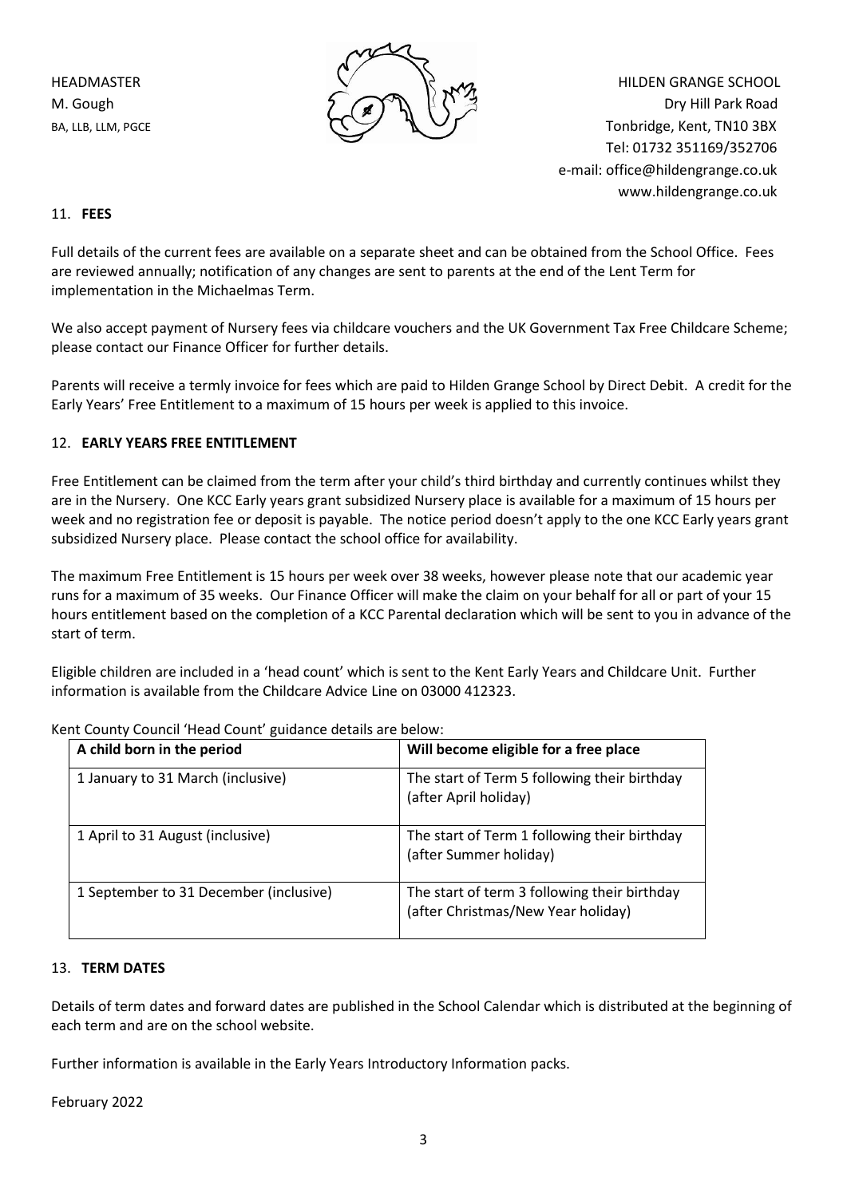HEADMASTER
M. Gough
BA, LLB, LLM, PGCE

HILDEN GRANGE SCHOOL
Dry Hill Park Road
Tonbridge, Kent, TN10 3BX
Tel: 01732 351169/352706
e-mail: office@hildengrange.co.uk
www.hildengrange.co.uk

## 11. FEES

Full details of the current fees are available on a separate sheet and can be obtained from the School Office. Fees are reviewed annually; notification of any changes are sent to parents at the end of the Lent Term for implementation in the Michaelmas Term.

We also accept payment of Nursery fees via childcare vouchers and the UK Government Tax Free Childcare Scheme; please contact our Finance Officer for further details.

Parents will receive a termly invoice for fees which are paid to Hilden Grange School by Direct Debit. A credit for the Early Years' Free Entitlement to a maximum of 15 hours per week is applied to this invoice.

## 12. EARLY YEARS FREE ENTITLEMENT

Free Entitlement can be claimed from the term after your child's third birthday and currently continues whilst they are in the Nursery. One KCC Early years grant subsidized Nursery place is available for a maximum of 15 hours per week and no registration fee or deposit is payable. The notice period doesn't apply to the one KCC Early years grant subsidized Nursery place. Please contact the school office for availability.

The maximum Free Entitlement is 15 hours per week over 38 weeks, however please note that our academic year runs for a maximum of 35 weeks. Our Finance Officer will make the claim on your behalf for all or part of your 15 hours entitlement based on the completion of a KCC Parental declaration which will be sent to you in advance of the start of term.

Eligible children are included in a 'head count' which is sent to the Kent Early Years and Childcare Unit. Further information is available from the Childcare Advice Line on 03000 412323.

Kent County Council 'Head Count' guidance details are below:

| A child born in the period | Will become eligible for a free place |
|---|---|
| 1 January to 31 March (inclusive) | The start of Term 5 following their birthday (after April holiday) |
| 1 April to 31 August (inclusive) | The start of Term 1 following their birthday (after Summer holiday) |
| 1 September to 31 December (inclusive) | The start of term 3 following their birthday (after Christmas/New Year holiday) |

## 13. TERM DATES

Details of term dates and forward dates are published in the School Calendar which is distributed at the beginning of each term and are on the school website.

Further information is available in the Early Years Introductory Information packs.

February 2022